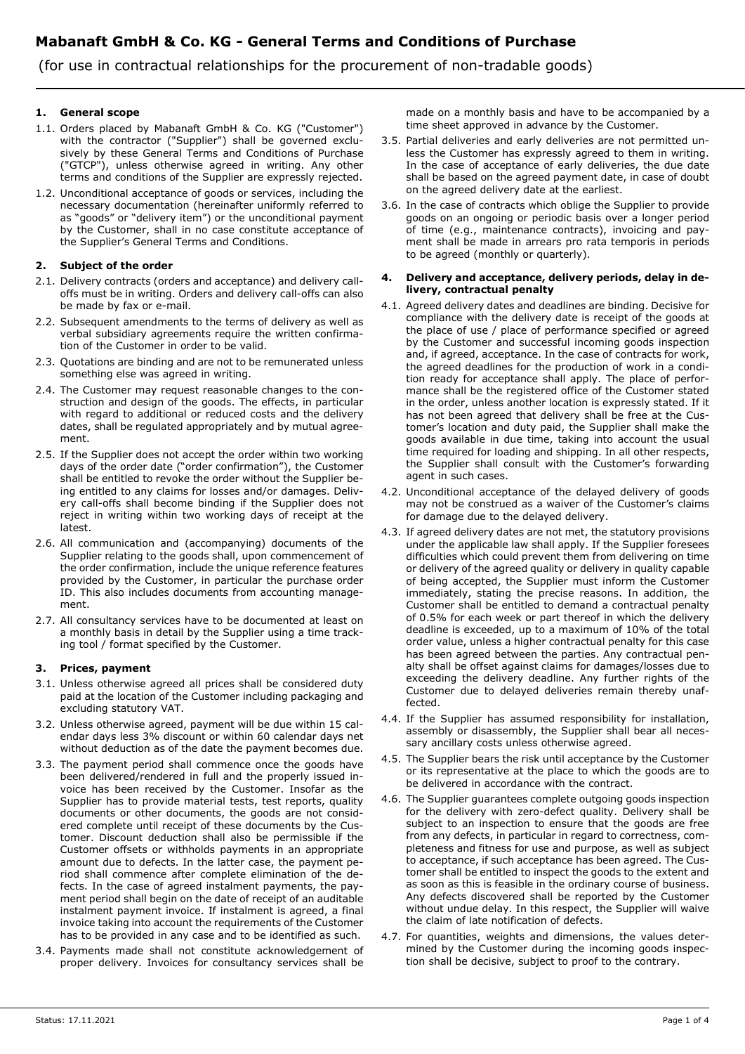# Mabanaft GmbH & Co. KG - General Terms and Conditions of Purchase

(for use in contractual relationships for the procurement of non-tradable goods)

## 1. General scope

1.1. Orders placed by Mabanaft GmbH & Co. KG ("Customer") with the contractor ("Supplier") shall be governed exclusively by these General Terms and Conditions of Purchase ("GTCP"), unless otherwise agreed in writing. Any other terms and conditions of the Supplier are expressly rejected.

1.2. Unconditional acceptance of goods or services, including the necessary documentation (hereinafter uniformly referred to as "goods" or "delivery item") or the unconditional payment by the Customer, shall in no case constitute acceptance of the Supplier's General Terms and Conditions.

## 2. Subject of the order

2.1. Delivery contracts (orders and acceptance) and delivery call-offs must be in writing. Orders and delivery call-offs can also be made by fax or e-mail.

2.2. Subsequent amendments to the terms of delivery as well as verbal subsidiary agreements require the written confirmation of the Customer in order to be valid.

2.3. Quotations are binding and are not to be remunerated unless something else was agreed in writing.

2.4. The Customer may request reasonable changes to the construction and design of the goods. The effects, in particular with regard to additional or reduced costs and the delivery dates, shall be regulated appropriately and by mutual agreement.

2.5. If the Supplier does not accept the order within two working days of the order date ("order confirmation"), the Customer shall be entitled to revoke the order without the Supplier being entitled to any claims for losses and/or damages. Delivery call-offs shall become binding if the Supplier does not reject in writing within two working days of receipt at the latest.

2.6. All communication and (accompanying) documents of the Supplier relating to the goods shall, upon commencement of the order confirmation, include the unique reference features provided by the Customer, in particular the purchase order ID. This also includes documents from accounting management.

2.7. All consultancy services have to be documented at least on a monthly basis in detail by the Supplier using a time tracking tool / format specified by the Customer.

## 3. Prices, payment

3.1. Unless otherwise agreed all prices shall be considered duty paid at the location of the Customer including packaging and excluding statutory VAT.

3.2. Unless otherwise agreed, payment will be due within 15 calendar days less 3% discount or within 60 calendar days net without deduction as of the date the payment becomes due.

3.3. The payment period shall commence once the goods have been delivered/rendered in full and the properly issued invoice has been received by the Customer. Insofar as the Supplier has to provide material tests, test reports, quality documents or other documents, the goods are not considered complete until receipt of these documents by the Customer. Discount deduction shall also be permissible if the Customer offsets or withholds payments in an appropriate amount due to defects. In the latter case, the payment period shall commence after complete elimination of the defects. In the case of agreed instalment payments, the payment period shall begin on the date of receipt of an auditable instalment payment invoice. If instalment is agreed, a final invoice taking into account the requirements of the Customer has to be provided in any case and to be identified as such.

3.4. Payments made shall not constitute acknowledgement of proper delivery. Invoices for consultancy services shall be made on a monthly basis and have to be accompanied by a time sheet approved in advance by the Customer.

3.5. Partial deliveries and early deliveries are not permitted unless the Customer has expressly agreed to them in writing. In the case of acceptance of early deliveries, the due date shall be based on the agreed payment date, in case of doubt on the agreed delivery date at the earliest.

3.6. In the case of contracts which oblige the Supplier to provide goods on an ongoing or periodic basis over a longer period of time (e.g., maintenance contracts), invoicing and payment shall be made in arrears pro rata temporis in periods to be agreed (monthly or quarterly).

## 4. Delivery and acceptance, delivery periods, delay in delivery, contractual penalty

4.1. Agreed delivery dates and deadlines are binding. Decisive for compliance with the delivery date is receipt of the goods at the place of use / place of performance specified or agreed by the Customer and successful incoming goods inspection and, if agreed, acceptance. In the case of contracts for work, the agreed deadlines for the production of work in a condition ready for acceptance shall apply. The place of performance shall be the registered office of the Customer stated in the order, unless another location is expressly stated. If it has not been agreed that delivery shall be free at the Customer's location and duty paid, the Supplier shall make the goods available in due time, taking into account the usual time required for loading and shipping. In all other respects, the Supplier shall consult with the Customer's forwarding agent in such cases.

4.2. Unconditional acceptance of the delayed delivery of goods may not be construed as a waiver of the Customer's claims for damage due to the delayed delivery.

4.3. If agreed delivery dates are not met, the statutory provisions under the applicable law shall apply. If the Supplier foresees difficulties which could prevent them from delivering on time or delivery of the agreed quality or delivery in quality capable of being accepted, the Supplier must inform the Customer immediately, stating the precise reasons. In addition, the Customer shall be entitled to demand a contractual penalty of 0.5% for each week or part thereof in which the delivery deadline is exceeded, up to a maximum of 10% of the total order value, unless a higher contractual penalty for this case has been agreed between the parties. Any contractual penalty shall be offset against claims for damages/losses due to exceeding the delivery deadline. Any further rights of the Customer due to delayed deliveries remain thereby unaffected.

4.4. If the Supplier has assumed responsibility for installation, assembly or disassembly, the Supplier shall bear all necessary ancillary costs unless otherwise agreed.

4.5. The Supplier bears the risk until acceptance by the Customer or its representative at the place to which the goods are to be delivered in accordance with the contract.

4.6. The Supplier guarantees complete outgoing goods inspection for the delivery with zero-defect quality. Delivery shall be subject to an inspection to ensure that the goods are free from any defects, in particular in regard to correctness, completeness and fitness for use and purpose, as well as subject to acceptance, if such acceptance has been agreed. The Customer shall be entitled to inspect the goods to the extent and as soon as this is feasible in the ordinary course of business. Any defects discovered shall be reported by the Customer without undue delay. In this respect, the Supplier will waive the claim of late notification of defects.

4.7. For quantities, weights and dimensions, the values determined by the Customer during the incoming goods inspection shall be decisive, subject to proof to the contrary.

Status: 17.11.2021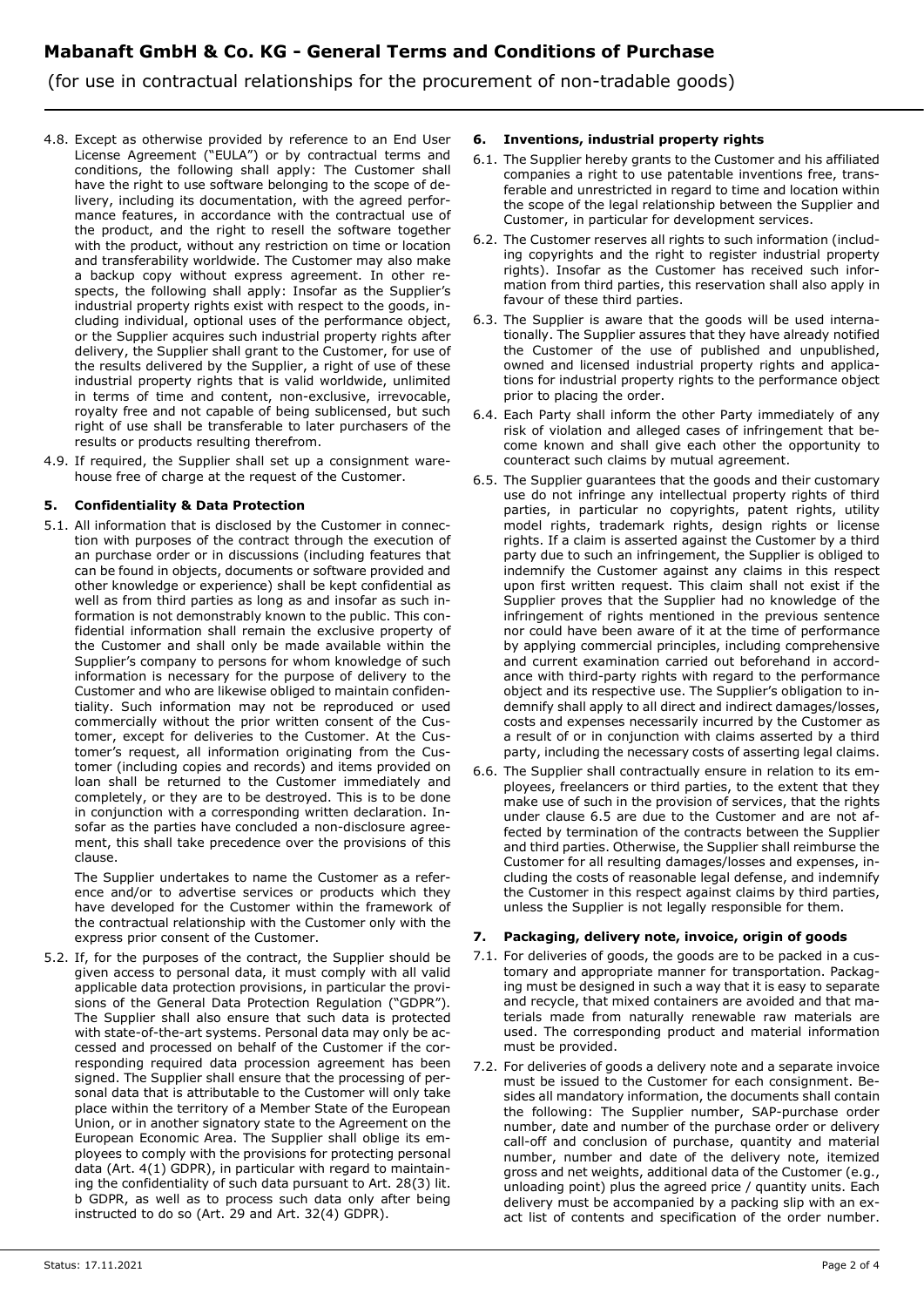4.8. Except as otherwise provided by reference to an End User License Agreement ("EULA") or by contractual terms and conditions, the following shall apply: The Customer shall have the right to use software belonging to the scope of delivery, including its documentation, with the agreed performance features, in accordance with the contractual use of the product, and the right to resell the software together with the product, without any restriction on time or location and transferability worldwide. The Customer may also make a backup copy without express agreement. In other respects, the following shall apply: Insofar as the Supplier's industrial property rights exist with respect to the goods, including individual, optional uses of the performance object, or the Supplier acquires such industrial property rights after delivery, the Supplier shall grant to the Customer, for use of the results delivered by the Supplier, a right of use of these industrial property rights that is valid worldwide, unlimited in terms of time and content, non-exclusive, irrevocable, royalty free and not capable of being sublicensed, but such right of use shall be transferable to later purchasers of the results or products resulting therefrom.

4.9. If required, the Supplier shall set up a consignment warehouse free of charge at the request of the Customer.

### 5. Confidentiality & Data Protection

5.1. All information that is disclosed by the Customer in connection with purposes of the contract through the execution of an purchase order or in discussions (including features that can be found in objects, documents or software provided and other knowledge or experience) shall be kept confidential as well as from third parties as long as and insofar as such information is not demonstrably known to the public. This confidential information shall remain the exclusive property of the Customer and shall only be made available within the Supplier's company to persons for whom knowledge of such information is necessary for the purpose of delivery to the Customer and who are likewise obliged to maintain confidentiality. Such information may not be reproduced or used commercially without the prior written consent of the Customer, except for deliveries to the Customer. At the Customer's request, all information originating from the Customer (including copies and records) and items provided on loan shall be returned to the Customer immediately and completely, or they are to be destroyed. This is to be done in conjunction with a corresponding written declaration. Insofar as the parties have concluded a non-disclosure agreement, this shall take precedence over the provisions of this clause.

The Supplier undertakes to name the Customer as a reference and/or to advertise services or products which they have developed for the Customer within the framework of the contractual relationship with the Customer only with the express prior consent of the Customer.

5.2. If, for the purposes of the contract, the Supplier should be given access to personal data, it must comply with all valid applicable data protection provisions, in particular the provisions of the General Data Protection Regulation ("GDPR"). The Supplier shall also ensure that such data is protected with state-of-the-art systems. Personal data may only be accessed and processed on behalf of the Customer if the corresponding required data procession agreement has been signed. The Supplier shall ensure that the processing of personal data that is attributable to the Customer will only take place within the territory of a Member State of the European Union, or in another signatory state to the Agreement on the European Economic Area. The Supplier shall oblige its employees to comply with the provisions for protecting personal data (Art. 4(1) GDPR), in particular with regard to maintaining the confidentiality of such data pursuant to Art. 28(3) lit. b GDPR, as well as to process such data only after being instructed to do so (Art. 29 and Art. 32(4) GDPR).

### 6. Inventions, industrial property rights

6.1. The Supplier hereby grants to the Customer and his affiliated companies a right to use patentable inventions free, transferable and unrestricted in regard to time and location within the scope of the legal relationship between the Supplier and Customer, in particular for development services.

6.2. The Customer reserves all rights to such information (including copyrights and the right to register industrial property rights). Insofar as the Customer has received such information from third parties, this reservation shall also apply in favour of these third parties.

6.3. The Supplier is aware that the goods will be used internationally. The Supplier assures that they have already notified the Customer of the use of published and unpublished, owned and licensed industrial property rights and applications for industrial property rights to the performance object prior to placing the order.

6.4. Each Party shall inform the other Party immediately of any risk of violation and alleged cases of infringement that become known and shall give each other the opportunity to counteract such claims by mutual agreement.

6.5. The Supplier guarantees that the goods and their customary use do not infringe any intellectual property rights of third parties, in particular no copyrights, patent rights, utility model rights, trademark rights, design rights or license rights. If a claim is asserted against the Customer by a third party due to such an infringement, the Supplier is obliged to indemnify the Customer against any claims in this respect upon first written request. This claim shall not exist if the Supplier proves that the Supplier had no knowledge of the infringement of rights mentioned in the previous sentence nor could have been aware of it at the time of performance by applying commercial principles, including comprehensive and current examination carried out beforehand in accordance with third-party rights with regard to the performance object and its respective use. The Supplier's obligation to indemnify shall apply to all direct and indirect damages/losses, costs and expenses necessarily incurred by the Customer as a result of or in conjunction with claims asserted by a third party, including the necessary costs of asserting legal claims.

6.6. The Supplier shall contractually ensure in relation to its employees, freelancers or third parties, to the extent that they make use of such in the provision of services, that the rights under clause 6.5 are due to the Customer and are not affected by termination of the contracts between the Supplier and third parties. Otherwise, the Supplier shall reimburse the Customer for all resulting damages/losses and expenses, including the costs of reasonable legal defense, and indemnify the Customer in this respect against claims by third parties, unless the Supplier is not legally responsible for them.

### 7. Packaging, delivery note, invoice, origin of goods

7.1. For deliveries of goods, the goods are to be packed in a customary and appropriate manner for transportation. Packaging must be designed in such a way that it is easy to separate and recycle, that mixed containers are avoided and that materials made from naturally renewable raw materials are used. The corresponding product and material information must be provided.

7.2. For deliveries of goods a delivery note and a separate invoice must be issued to the Customer for each consignment. Besides all mandatory information, the documents shall contain the following: The Supplier number, SAP-purchase order number, date and number of the purchase order or delivery call-off and conclusion of purchase, quantity and material number, number and date of the delivery note, itemized gross and net weights, additional data of the Customer (e.g., unloading point) plus the agreed price / quantity units. Each delivery must be accompanied by a packing slip with an exact list of contents and specification of the order number.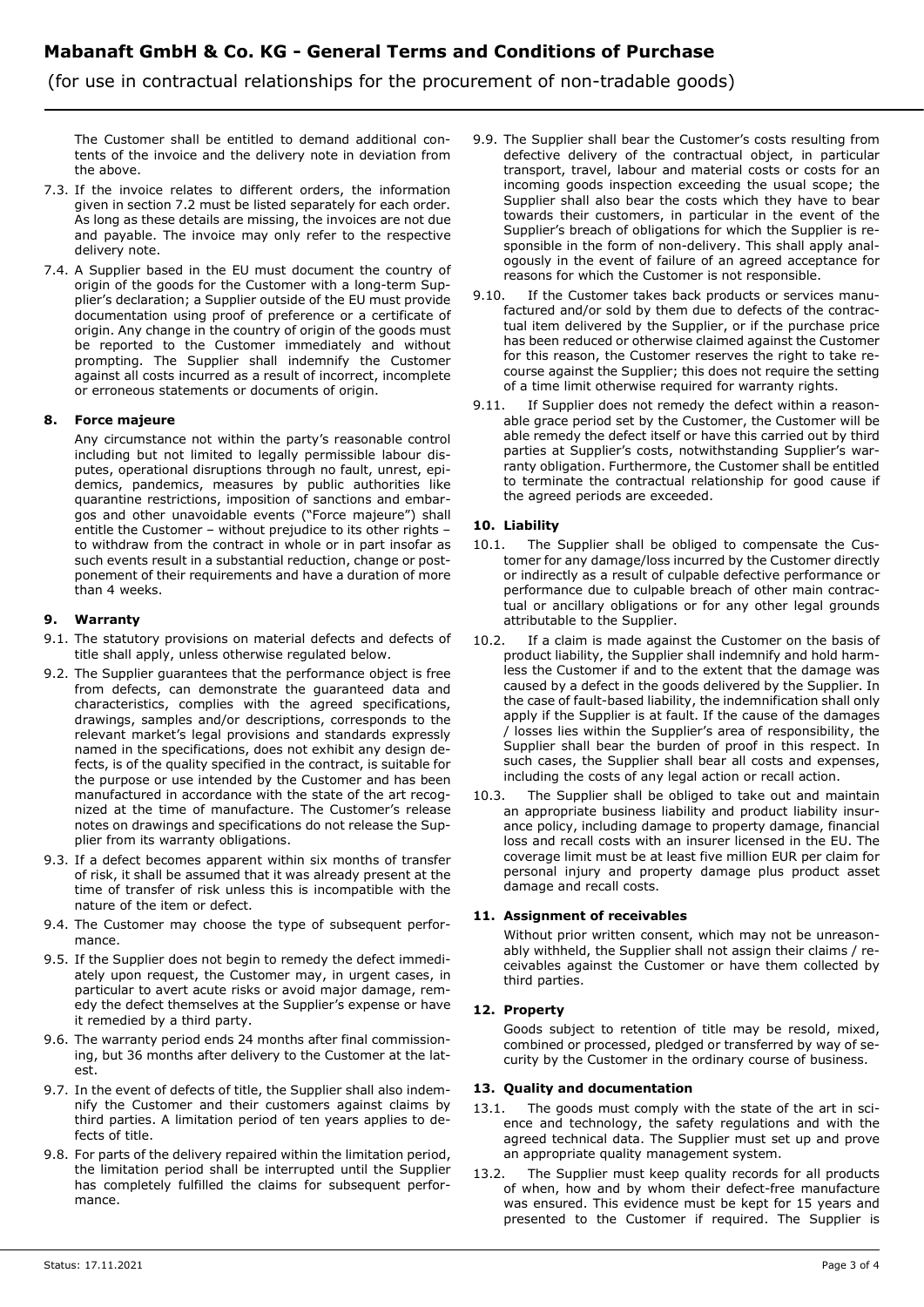The Customer shall be entitled to demand additional contents of the invoice and the delivery note in deviation from the above.

7.3. If the invoice relates to different orders, the information given in section 7.2 must be listed separately for each order. As long as these details are missing, the invoices are not due and payable. The invoice may only refer to the respective delivery note.

7.4. A Supplier based in the EU must document the country of origin of the goods for the Customer with a long-term Supplier's declaration; a Supplier outside of the EU must provide documentation using proof of preference or a certificate of origin. Any change in the country of origin of the goods must be reported to the Customer immediately and without prompting. The Supplier shall indemnify the Customer against all costs incurred as a result of incorrect, incomplete or erroneous statements or documents of origin.

## 8. Force majeure

Any circumstance not within the party's reasonable control including but not limited to legally permissible labour disputes, operational disruptions through no fault, unrest, epidemics, pandemics, measures by public authorities like quarantine restrictions, imposition of sanctions and embargos and other unavoidable events ("Force majeure") shall entitle the Customer – without prejudice to its other rights – to withdraw from the contract in whole or in part insofar as such events result in a substantial reduction, change or postponement of their requirements and have a duration of more than 4 weeks.

## 9. Warranty

9.1. The statutory provisions on material defects and defects of title shall apply, unless otherwise regulated below.

9.2. The Supplier guarantees that the performance object is free from defects, can demonstrate the guaranteed data and characteristics, complies with the agreed specifications, drawings, samples and/or descriptions, corresponds to the relevant market's legal provisions and standards expressly named in the specifications, does not exhibit any design defects, is of the quality specified in the contract, is suitable for the purpose or use intended by the Customer and has been manufactured in accordance with the state of the art recognized at the time of manufacture. The Customer's release notes on drawings and specifications do not release the Supplier from its warranty obligations.

9.3. If a defect becomes apparent within six months of transfer of risk, it shall be assumed that it was already present at the time of transfer of risk unless this is incompatible with the nature of the item or defect.

9.4. The Customer may choose the type of subsequent performance.

9.5. If the Supplier does not begin to remedy the defect immediately upon request, the Customer may, in urgent cases, in particular to avert acute risks or avoid major damage, remedy the defect themselves at the Supplier's expense or have it remedied by a third party.

9.6. The warranty period ends 24 months after final commissioning, but 36 months after delivery to the Customer at the latest.

9.7. In the event of defects of title, the Supplier shall also indemnify the Customer and their customers against claims by third parties. A limitation period of ten years applies to defects of title.

9.8. For parts of the delivery repaired within the limitation period, the limitation period shall be interrupted until the Supplier has completely fulfilled the claims for subsequent performance.

9.9. The Supplier shall bear the Customer's costs resulting from defective delivery of the contractual object, in particular transport, travel, labour and material costs or costs for an incoming goods inspection exceeding the usual scope; the Supplier shall also bear the costs which they have to bear towards their customers, in particular in the event of the Supplier's breach of obligations for which the Supplier is responsible in the form of non-delivery. This shall apply analogously in the event of failure of an agreed acceptance for reasons for which the Customer is not responsible.

9.10. If the Customer takes back products or services manufactured and/or sold by them due to defects of the contractual item delivered by the Supplier, or if the purchase price has been reduced or otherwise claimed against the Customer for this reason, the Customer reserves the right to take recourse against the Supplier; this does not require the setting of a time limit otherwise required for warranty rights.

9.11. If Supplier does not remedy the defect within a reasonable grace period set by the Customer, the Customer will be able remedy the defect itself or have this carried out by third parties at Supplier's costs, notwithstanding Supplier's warranty obligation. Furthermore, the Customer shall be entitled to terminate the contractual relationship for good cause if the agreed periods are exceeded.

## 10. Liability

10.1. The Supplier shall be obliged to compensate the Customer for any damage/loss incurred by the Customer directly or indirectly as a result of culpable defective performance or performance due to culpable breach of other main contractual or ancillary obligations or for any other legal grounds attributable to the Supplier.

10.2. If a claim is made against the Customer on the basis of product liability, the Supplier shall indemnify and hold harmless the Customer if and to the extent that the damage was caused by a defect in the goods delivered by the Supplier. In the case of fault-based liability, the indemnification shall only apply if the Supplier is at fault. If the cause of the damages / losses lies within the Supplier's area of responsibility, the Supplier shall bear the burden of proof in this respect. In such cases, the Supplier shall bear all costs and expenses, including the costs of any legal action or recall action.

10.3. The Supplier shall be obliged to take out and maintain an appropriate business liability and product liability insurance policy, including damage to property damage, financial loss and recall costs with an insurer licensed in the EU. The coverage limit must be at least five million EUR per claim for personal injury and property damage plus product asset damage and recall costs.

## 11. Assignment of receivables

Without prior written consent, which may not be unreasonably withheld, the Supplier shall not assign their claims / receivables against the Customer or have them collected by third parties.

## 12. Property

Goods subject to retention of title may be resold, mixed, combined or processed, pledged or transferred by way of security by the Customer in the ordinary course of business.

## 13. Quality and documentation

13.1. The goods must comply with the state of the art in science and technology, the safety regulations and with the agreed technical data. The Supplier must set up and prove an appropriate quality management system.

13.2. The Supplier must keep quality records for all products of when, how and by whom their defect-free manufacture was ensured. This evidence must be kept for 15 years and presented to the Customer if required. The Supplier is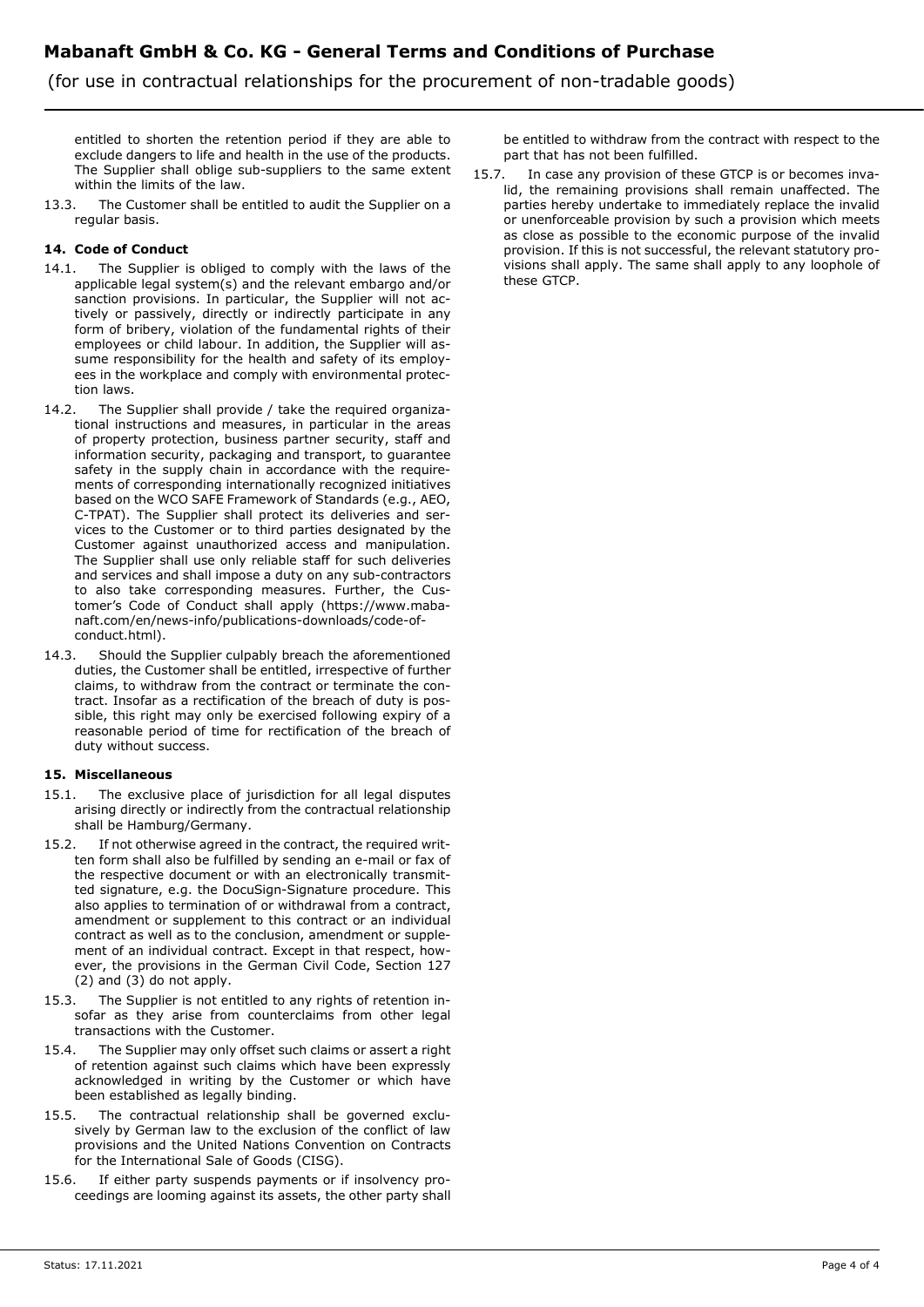entitled to shorten the retention period if they are able to exclude dangers to life and health in the use of the products. The Supplier shall oblige sub-suppliers to the same extent within the limits of the law.

13.3. The Customer shall be entitled to audit the Supplier on a regular basis.

**14. Code of Conduct**

14.1. The Supplier is obliged to comply with the laws of the applicable legal system(s) and the relevant embargo and/or sanction provisions. In particular, the Supplier will not actively or passively, directly or indirectly participate in any form of bribery, violation of the fundamental rights of their employees or child labour. In addition, the Supplier will assume responsibility for the health and safety of its employees in the workplace and comply with environmental protection laws.

14.2. The Supplier shall provide / take the required organizational instructions and measures, in particular in the areas of property protection, business partner security, staff and information security, packaging and transport, to guarantee safety in the supply chain in accordance with the requirements of corresponding internationally recognized initiatives based on the WCO SAFE Framework of Standards (e.g., AEO, C-TPAT). The Supplier shall protect its deliveries and services to the Customer or to third parties designated by the Customer against unauthorized access and manipulation. The Supplier shall use only reliable staff for such deliveries and services and shall impose a duty on any sub-contractors to also take corresponding measures. Further, the Customer's Code of Conduct shall apply (https://www.mabanaft.com/en/news-info/publications-downloads/code-of-conduct.html).

14.3. Should the Supplier culpably breach the aforementioned duties, the Customer shall be entitled, irrespective of further claims, to withdraw from the contract or terminate the contract. Insofar as a rectification of the breach of duty is possible, this right may only be exercised following expiry of a reasonable period of time for rectification of the breach of duty without success.

**15. Miscellaneous**

15.1. The exclusive place of jurisdiction for all legal disputes arising directly or indirectly from the contractual relationship shall be Hamburg/Germany.

15.2. If not otherwise agreed in the contract, the required written form shall also be fulfilled by sending an e-mail or fax of the respective document or with an electronically transmitted signature, e.g. the DocuSign-Signature procedure. This also applies to termination of or withdrawal from a contract, amendment or supplement to this contract or an individual contract as well as to the conclusion, amendment or supplement of an individual contract. Except in that respect, however, the provisions in the German Civil Code, Section 127 (2) and (3) do not apply.

15.3. The Supplier is not entitled to any rights of retention insofar as they arise from counterclaims from other legal transactions with the Customer.

15.4. The Supplier may only offset such claims or assert a right of retention against such claims which have been expressly acknowledged in writing by the Customer or which have been established as legally binding.

15.5. The contractual relationship shall be governed exclusively by German law to the exclusion of the conflict of law provisions and the United Nations Convention on Contracts for the International Sale of Goods (CISG).

15.6. If either party suspends payments or if insolvency proceedings are looming against its assets, the other party shall be entitled to withdraw from the contract with respect to the part that has not been fulfilled.

15.7. In case any provision of these GTCP is or becomes invalid, the remaining provisions shall remain unaffected. The parties hereby undertake to immediately replace the invalid or unenforceable provision by such a provision which meets as close as possible to the economic purpose of the invalid provision. If this is not successful, the relevant statutory provisions shall apply. The same shall apply to any loophole of these GTCP.